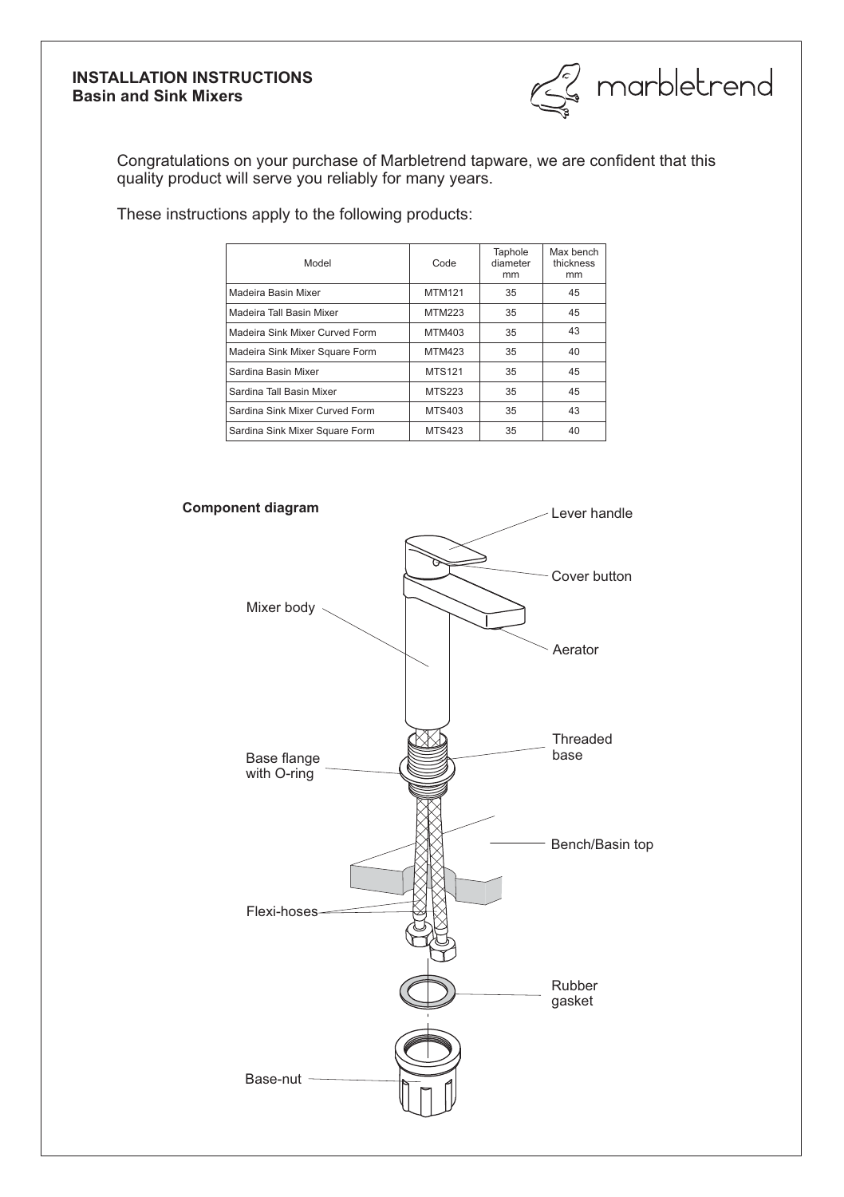# INSTALLATION INSTRUCTIONS
## Basin and Sink Mixers

marbletrend

Congratulations on your purchase of Marbletrend tapware, we are confident that this quality product will serve you reliably for many years.

These instructions apply to the following products:

| Model | Code | Taphole diameter mm | Max bench thickness mm |
|---|---|---|---|
| Madeira Basin Mixer | MTM121 | 35 | 45 |
| Madeira Tall Basin Mixer | MTM223 | 35 | 45 |
| Madeira Sink Mixer Curved Form | MTM403 | 35 | 43 |
| Madeira Sink Mixer Square Form | MTM423 | 35 | 40 |
| Sardina Basin Mixer | MTS121 | 35 | 45 |
| Sardina Tall Basin Mixer | MTS223 | 35 | 45 |
| Sardina Sink Mixer Curved Form | MTS403 | 35 | 43 |
| Sardina Sink Mixer Square Form | MTS423 | 35 | 40 |

**Component diagram**

Lever handle

Cover button

Mixer body

Aerator

Threaded base

Base flange with O-ring

Bench/Basin top

Flexi-hoses

Rubber gasket

Base-nut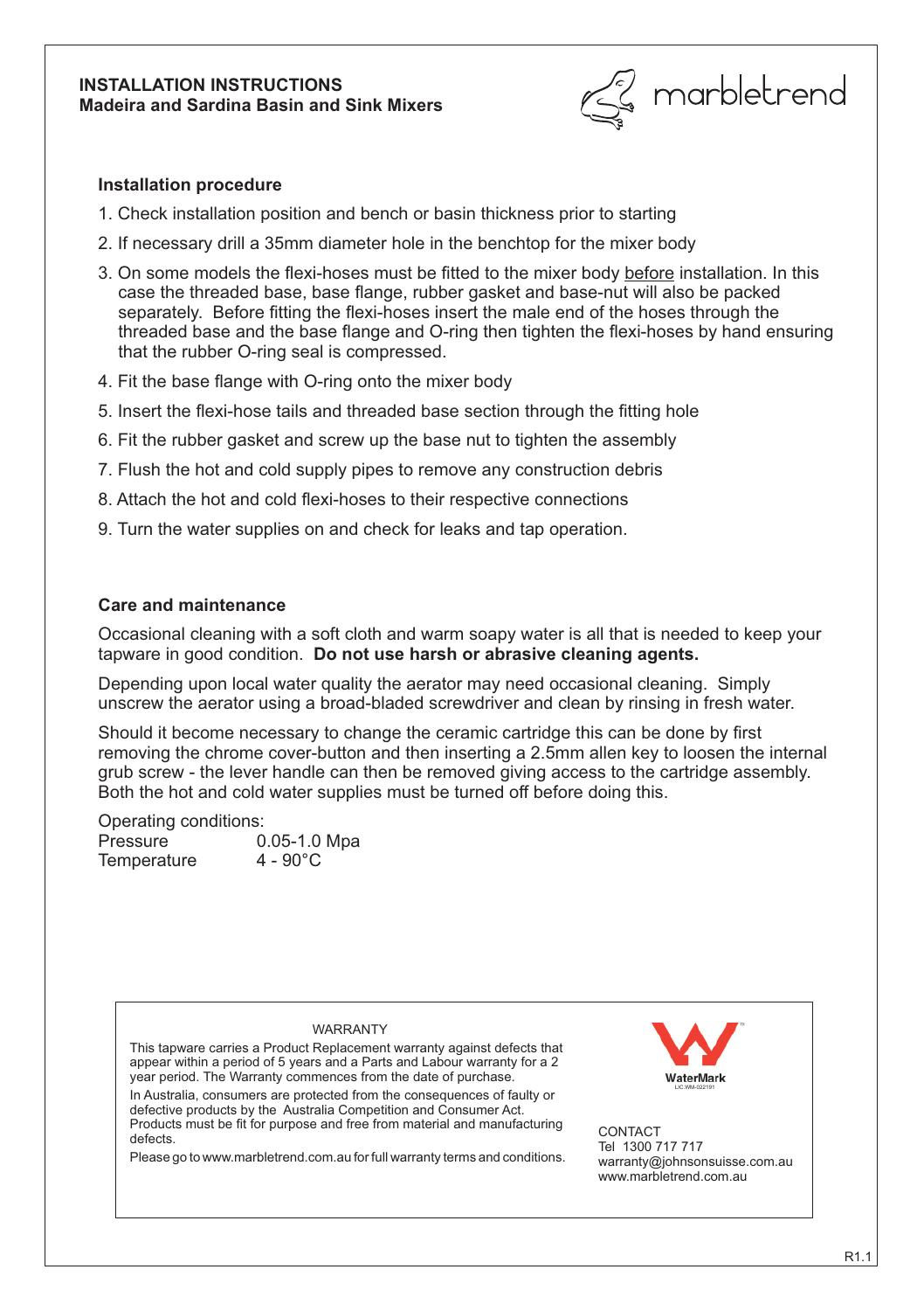**INSTALLATION INSTRUCTIONS**
**Madeira and Sardina Basin and Sink Mixers**

marbletrend

### Installation procedure

1. Check installation position and bench or basin thickness prior to starting
2. If necessary drill a 35mm diameter hole in the benchtop for the mixer body
3. On some models the flexi-hoses must be fitted to the mixer body <u>before</u> installation. In this case the threaded base, base flange, rubber gasket and base-nut will also be packed separately. Before fitting the flexi-hoses insert the male end of the hoses through the threaded base and the base flange and O-ring then tighten the flexi-hoses by hand ensuring that the rubber O-ring seal is compressed.
4. Fit the base flange with O-ring onto the mixer body
5. Insert the flexi-hose tails and threaded base section through the fitting hole
6. Fit the rubber gasket and screw up the base nut to tighten the assembly
7. Flush the hot and cold supply pipes to remove any construction debris
8. Attach the hot and cold flexi-hoses to their respective connections
9. Turn the water supplies on and check for leaks and tap operation.

### Care and maintenance

Occasional cleaning with a soft cloth and warm soapy water is all that is needed to keep your tapware in good condition. **Do not use harsh or abrasive cleaning agents.**

Depending upon local water quality the aerator may need occasional cleaning. Simply unscrew the aerator using a broad-bladed screwdriver and clean by rinsing in fresh water.

Should it become necessary to change the ceramic cartridge this can be done by first removing the chrome cover-button and then inserting a 2.5mm allen key to loosen the internal grub screw - the lever handle can then be removed giving access to the cartridge assembly. Both the hot and cold water supplies must be turned off before doing this.

Operating conditions:

| | |
|---|---|
| Pressure | 0.05-1.0 Mpa |
| Temperature | 4 - 90°C |

WARRANTY

This tapware carries a Product Replacement warranty against defects that appear within a period of 5 years and a Parts and Labour warranty for a 2 year period. The Warranty commences from the date of purchase.

In Australia, consumers are protected from the consequences of faulty or defective products by the Australia Competition and Consumer Act. Products must be fit for purpose and free from material and manufacturing defects.

Please go to www.marbletrend.com.au for full warranty terms and conditions.

WaterMark
LIC WM-022191

CONTACT
Tel 1300 717 717
warranty@johnsonsuisse.com.au
www.marbletrend.com.au

R1.1